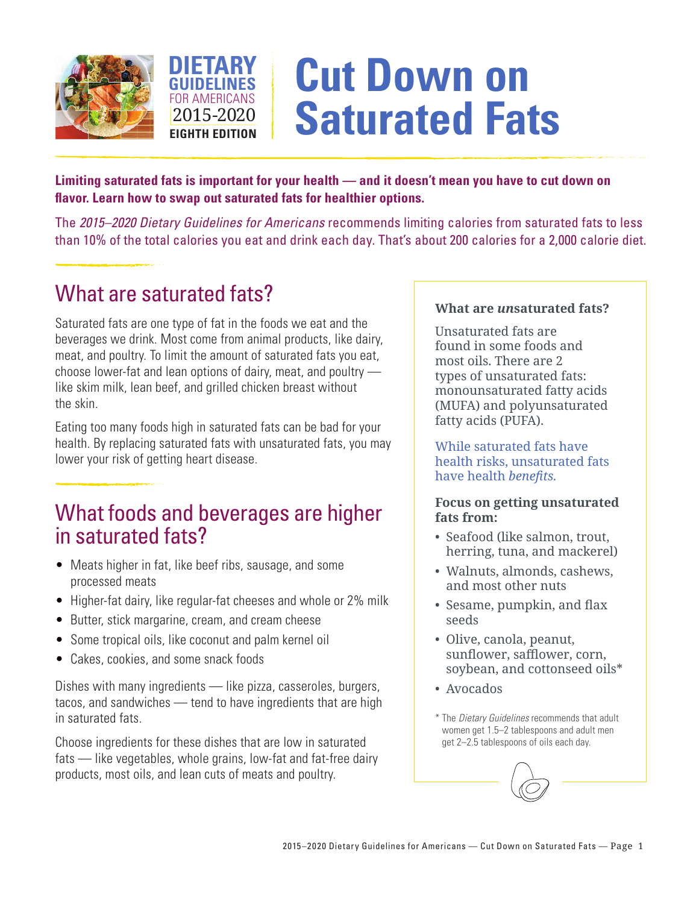DIETARY GUIDELINES FOR AMERICANS 2015-2020 EIGHTH EDITION

# Cut Down on Saturated Fats

**Limiting saturated fats is important for your health — and it doesn't mean you have to cut down on flavor. Learn how to swap out saturated fats for healthier options.**

The *2015–2020 Dietary Guidelines for Americans* recommends limiting calories from saturated fats to less than 10% of the total calories you eat and drink each day. That's about 200 calories for a 2,000 calorie diet.

## What are saturated fats?

Saturated fats are one type of fat in the foods we eat and the beverages we drink. Most come from animal products, like dairy, meat, and poultry. To limit the amount of saturated fats you eat, choose lower-fat and lean options of dairy, meat, and poultry — like skim milk, lean beef, and grilled chicken breast without the skin.

Eating too many foods high in saturated fats can be bad for your health. By replacing saturated fats with unsaturated fats, you may lower your risk of getting heart disease.

## What foods and beverages are higher in saturated fats?

- Meats higher in fat, like beef ribs, sausage, and some processed meats
- Higher-fat dairy, like regular-fat cheeses and whole or 2% milk
- Butter, stick margarine, cream, and cream cheese
- Some tropical oils, like coconut and palm kernel oil
- Cakes, cookies, and some snack foods

Dishes with many ingredients — like pizza, casseroles, burgers, tacos, and sandwiches — tend to have ingredients that are high in saturated fats.

Choose ingredients for these dishes that are low in saturated fats — like vegetables, whole grains, low-fat and fat-free dairy products, most oils, and lean cuts of meats and poultry.

### What are *un*saturated fats?

Unsaturated fats are found in some foods and most oils. There are 2 types of unsaturated fats: monounsaturated fatty acids (MUFA) and polyunsaturated fatty acids (PUFA).

While saturated fats have health risks, unsaturated fats have health *benefits.*

**Focus on getting unsaturated fats from:**

- Seafood (like salmon, trout, herring, tuna, and mackerel)
- Walnuts, almonds, cashews, and most other nuts
- Sesame, pumpkin, and flax seeds
- Olive, canola, peanut, sunflower, safflower, corn, soybean, and cottonseed oils*
- Avocados

\* The *Dietary Guidelines* recommends that adult women get 1.5–2 tablespoons and adult men get 2–2.5 tablespoons of oils each day.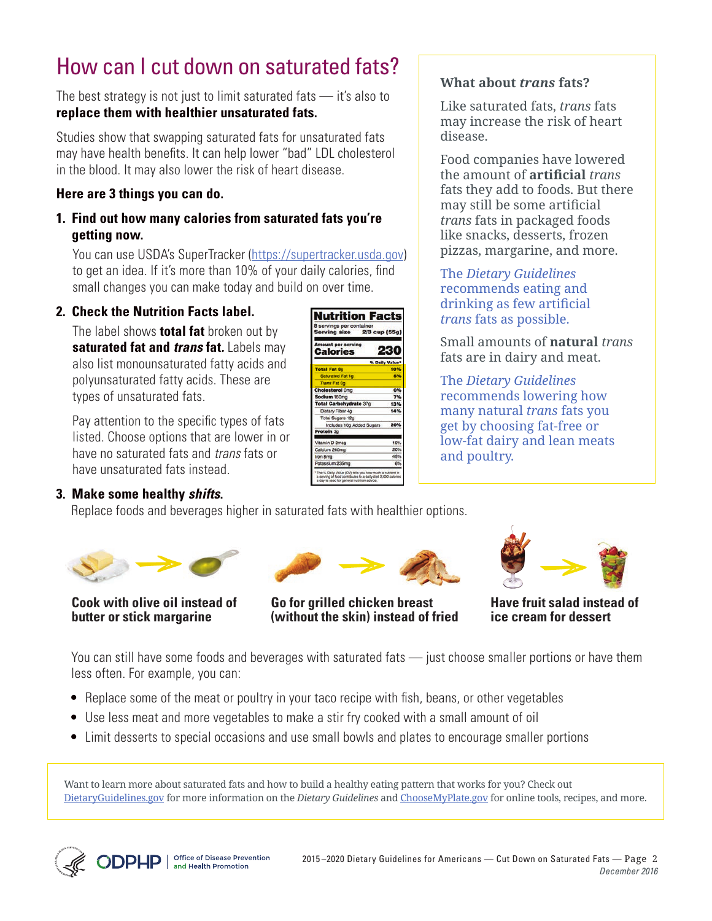# How can I cut down on saturated fats?

The best strategy is not just to limit saturated fats — it's also to **replace them with healthier unsaturated fats.**

Studies show that swapping saturated fats for unsaturated fats may have health benefits. It can help lower "bad" LDL cholesterol in the blood. It may also lower the risk of heart disease.

**Here are 3 things you can do.**

1. **Find out how many calories from saturated fats you're getting now.**

   You can use USDA's SuperTracker (https://supertracker.usda.gov) to get an idea. If it's more than 10% of your daily calories, find small changes you can make today and build on over time.

2. **Check the Nutrition Facts label.**

   The label shows **total fat** broken out by **saturated fat and *trans* fat.** Labels may also list monounsaturated fatty acids and polyunsaturated fatty acids. These are types of unsaturated fats.

   Pay attention to the specific types of fats listed. Choose options that are lower in or have no saturated fats and *trans* fats or have unsaturated fats instead.

3. **Make some healthy *shifts*.**

   Replace foods and beverages higher in saturated fats with healthier options.

**Cook with olive oil instead of butter or stick margarine**

**Go for grilled chicken breast (without the skin) instead of fried**

**Have fruit salad instead of ice cream for dessert**

You can still have some foods and beverages with saturated fats — just choose smaller portions or have them less often. For example, you can:

- Replace some of the meat or poultry in your taco recipe with fish, beans, or other vegetables
- Use less meat and more vegetables to make a stir fry cooked with a small amount of oil
- Limit desserts to special occasions and use small bowls and plates to encourage smaller portions

### What about *trans* fats?

Like saturated fats, *trans* fats may increase the risk of heart disease.

Food companies have lowered the amount of **artificial** *trans* fats they add to foods. But there may still be some artificial *trans* fats in packaged foods like snacks, desserts, frozen pizzas, margarine, and more.

The *Dietary Guidelines* recommends eating and drinking as few artificial *trans* fats as possible.

Small amounts of **natural** *trans* fats are in dairy and meat.

The *Dietary Guidelines* recommends lowering how many natural *trans* fats you get by choosing fat-free or low-fat dairy and lean meats and poultry.

Want to learn more about saturated fats and how to build a healthy eating pattern that works for you? Check out DietaryGuidelines.gov for more information on the *Dietary Guidelines* and ChooseMyPlate.gov for online tools, recipes, and more.